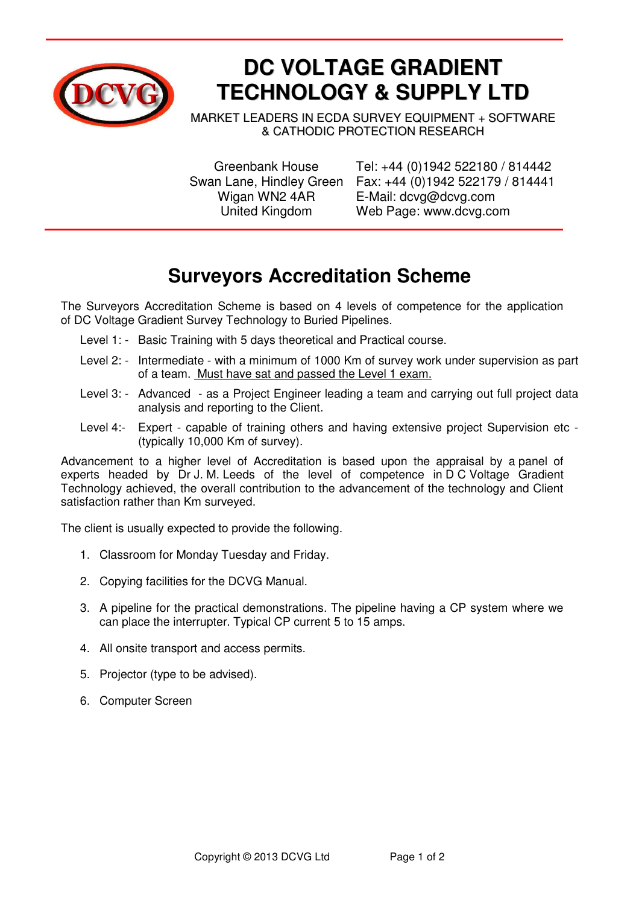# DC VOLTAGE GRADIENT TECHNOLOGY & SUPPLY LTD

MARKET LEADERS IN ECDA SURVEY EQUIPMENT + SOFTWARE & CATHODIC PROTECTION RESEARCH

Greenbank House
Swan Lane, Hindley Green
Wigan WN2 4AR
United Kingdom

Tel: +44 (0)1942 522180 / 814442
Fax: +44 (0)1942 522179 / 814441
E-Mail: dcvg@dcvg.com
Web Page: www.dcvg.com

## Surveyors Accreditation Scheme

The Surveyors Accreditation Scheme is based on 4 levels of competence for the application of DC Voltage Gradient Survey Technology to Buried Pipelines.

- Level 1: - Basic Training with 5 days theoretical and Practical course.
- Level 2: - Intermediate - with a minimum of 1000 Km of survey work under supervision as part of a team. Must have sat and passed the Level 1 exam.
- Level 3: - Advanced - as a Project Engineer leading a team and carrying out full project data analysis and reporting to the Client.
- Level 4:- Expert - capable of training others and having extensive project Supervision etc - (typically 10,000 Km of survey).

Advancement to a higher level of Accreditation is based upon the appraisal by a panel of experts headed by Dr J. M. Leeds of the level of competence in D C Voltage Gradient Technology achieved, the overall contribution to the advancement of the technology and Client satisfaction rather than Km surveyed.

The client is usually expected to provide the following.

1. Classroom for Monday Tuesday and Friday.
2. Copying facilities for the DCVG Manual.
3. A pipeline for the practical demonstrations. The pipeline having a CP system where we can place the interrupter. Typical CP current 5 to 15 amps.
4. All onsite transport and access permits.
5. Projector (type to be advised).
6. Computer Screen

Copyright © 2013 DCVG Ltd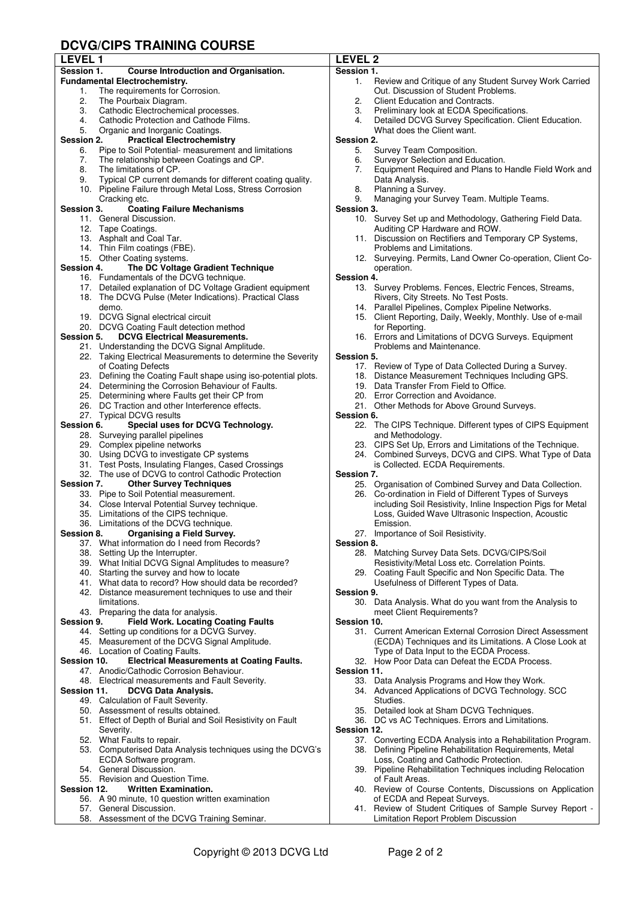# DCVG/CIPS TRAINING COURSE

## LEVEL 1

**Session 1. Course Introduction and Organisation.**

**Fundamental Electrochemistry.**

1. The requirements for Corrosion.
2. The Pourbaix Diagram.
3. Cathodic Electrochemical processes.
4. Cathodic Protection and Cathode Films.
5. Organic and Inorganic Coatings.

**Session 2. Practical Electrochemistry**

6. Pipe to Soil Potential- measurement and limitations
7. The relationship between Coatings and CP.
8. The limitations of CP.
9. Typical CP current demands for different coating quality.
10. Pipeline Failure through Metal Loss, Stress Corrosion Cracking etc.

**Session 3. Coating Failure Mechanisms**

11. General Discussion.
12. Tape Coatings.
13. Asphalt and Coal Tar.
14. Thin Film coatings (FBE).
15. Other Coating systems.

**Session 4. The DC Voltage Gradient Technique**

16. Fundamentals of the DCVG technique.
17. Detailed explanation of DC Voltage Gradient equipment
18. The DCVG Pulse (Meter Indications). Practical Class demo.
19. DCVG Signal electrical circuit
20. DCVG Coating Fault detection method

**Session 5. DCVG Electrical Measurements.**

21. Understanding the DCVG Signal Amplitude.
22. Taking Electrical Measurements to determine the Severity of Coating Defects
23. Defining the Coating Fault shape using iso-potential plots.
24. Determining the Corrosion Behaviour of Faults.
25. Determining where Faults get their CP from
26. DC Traction and other Interference effects.
27. Typical DCVG results

**Session 6. Special uses for DCVG Technology.**

28. Surveying parallel pipelines
29. Complex pipeline networks
30. Using DCVG to investigate CP systems
31. Test Posts, Insulating Flanges, Cased Crossings
32. The use of DCVG to control Cathodic Protection

**Session 7. Other Survey Techniques**

33. Pipe to Soil Potential measurement.
34. Close Interval Potential Survey technique.
35. Limitations of the CIPS technique.
36. Limitations of the DCVG technique.

**Session 8. Organising a Field Survey.**

37. What information do I need from Records?
38. Setting Up the Interrupter.
39. What Initial DCVG Signal Amplitudes to measure?
40. Starting the survey and how to locate
41. What data to record? How should data be recorded?
42. Distance measurement techniques to use and their limitations.
43. Preparing the data for analysis.

**Session 9. Field Work. Locating Coating Faults**

44. Setting up conditions for a DCVG Survey.
45. Measurement of the DCVG Signal Amplitude.
46. Location of Coating Faults.

**Session 10. Electrical Measurements at Coating Faults.**

47. Anodic/Cathodic Corrosion Behaviour.
48. Electrical measurements and Fault Severity.

**Session 11. DCVG Data Analysis.**

49. Calculation of Fault Severity.
50. Assessment of results obtained.
51. Effect of Depth of Burial and Soil Resistivity on Fault Severity.
52. What Faults to repair.
53. Computerised Data Analysis techniques using the DCVG's ECDA Software program.
54. General Discussion.
55. Revision and Question Time.

**Session 12. Written Examination.**

56. A 90 minute, 10 question written examination
57. General Discussion.
58. Assessment of the DCVG Training Seminar.

## LEVEL 2

**Session 1.**

1. Review and Critique of any Student Survey Work Carried Out. Discussion of Student Problems.
2. Client Education and Contracts.
3. Preliminary look at ECDA Specifications.
4. Detailed DCVG Survey Specification. Client Education. What does the Client want.

**Session 2.**

5. Survey Team Composition.
6. Surveyor Selection and Education.
7. Equipment Required and Plans to Handle Field Work and Data Analysis.
8. Planning a Survey.
9. Managing your Survey Team. Multiple Teams.

**Session 3.**

10. Survey Set up and Methodology, Gathering Field Data. Auditing CP Hardware and ROW.
11. Discussion on Rectifiers and Temporary CP Systems, Problems and Limitations.
12. Surveying. Permits, Land Owner Co-operation, Client Co-operation.

**Session 4.**

13. Survey Problems. Fences, Electric Fences, Streams, Rivers, City Streets. No Test Posts.
14. Parallel Pipelines, Complex Pipeline Networks.
15. Client Reporting, Daily, Weekly, Monthly. Use of e-mail for Reporting.
16. Errors and Limitations of DCVG Surveys. Equipment Problems and Maintenance.

**Session 5.**

17. Review of Type of Data Collected During a Survey.
18. Distance Measurement Techniques Including GPS.
19. Data Transfer From Field to Office.
20. Error Correction and Avoidance.
21. Other Methods for Above Ground Surveys.

**Session 6.**

22. The CIPS Technique. Different types of CIPS Equipment and Methodology.
23. CIPS Set Up, Errors and Limitations of the Technique.
24. Combined Surveys, DCVG and CIPS. What Type of Data is Collected. ECDA Requirements.

**Session 7.**

25. Organisation of Combined Survey and Data Collection.
26. Co-ordination in Field of Different Types of Surveys including Soil Resistivity, Inline Inspection Pigs for Metal Loss, Guided Wave Ultrasonic Inspection, Acoustic Emission.
27. Importance of Soil Resistivity.

**Session 8.**

28. Matching Survey Data Sets. DCVG/CIPS/Soil Resistivity/Metal Loss etc. Correlation Points.
29. Coating Fault Specific and Non Specific Data. The Usefulness of Different Types of Data.

**Session 9.**

30. Data Analysis. What do you want from the Analysis to meet Client Requirements?

**Session 10.**

31. Current American External Corrosion Direct Assessment (ECDA) Techniques and its Limitations. A Close Look at Type of Data Input to the ECDA Process.
32. How Poor Data can Defeat the ECDA Process.

**Session 11.**

33. Data Analysis Programs and How they Work.
34. Advanced Applications of DCVG Technology. SCC Studies.
35. Detailed look at Sham DCVG Techniques.
36. DC vs AC Techniques. Errors and Limitations.

**Session 12.**

37. Converting ECDA Analysis into a Rehabilitation Program.
38. Defining Pipeline Rehabilitation Requirements, Metal Loss, Coating and Cathodic Protection.
39. Pipeline Rehabilitation Techniques including Relocation of Fault Areas.
40. Review of Course Contents, Discussions on Application of ECDA and Repeat Surveys.
41. Review of Student Critiques of Sample Survey Report - Limitation Report Problem Discussion

Copyright © 2013 DCVG Ltd